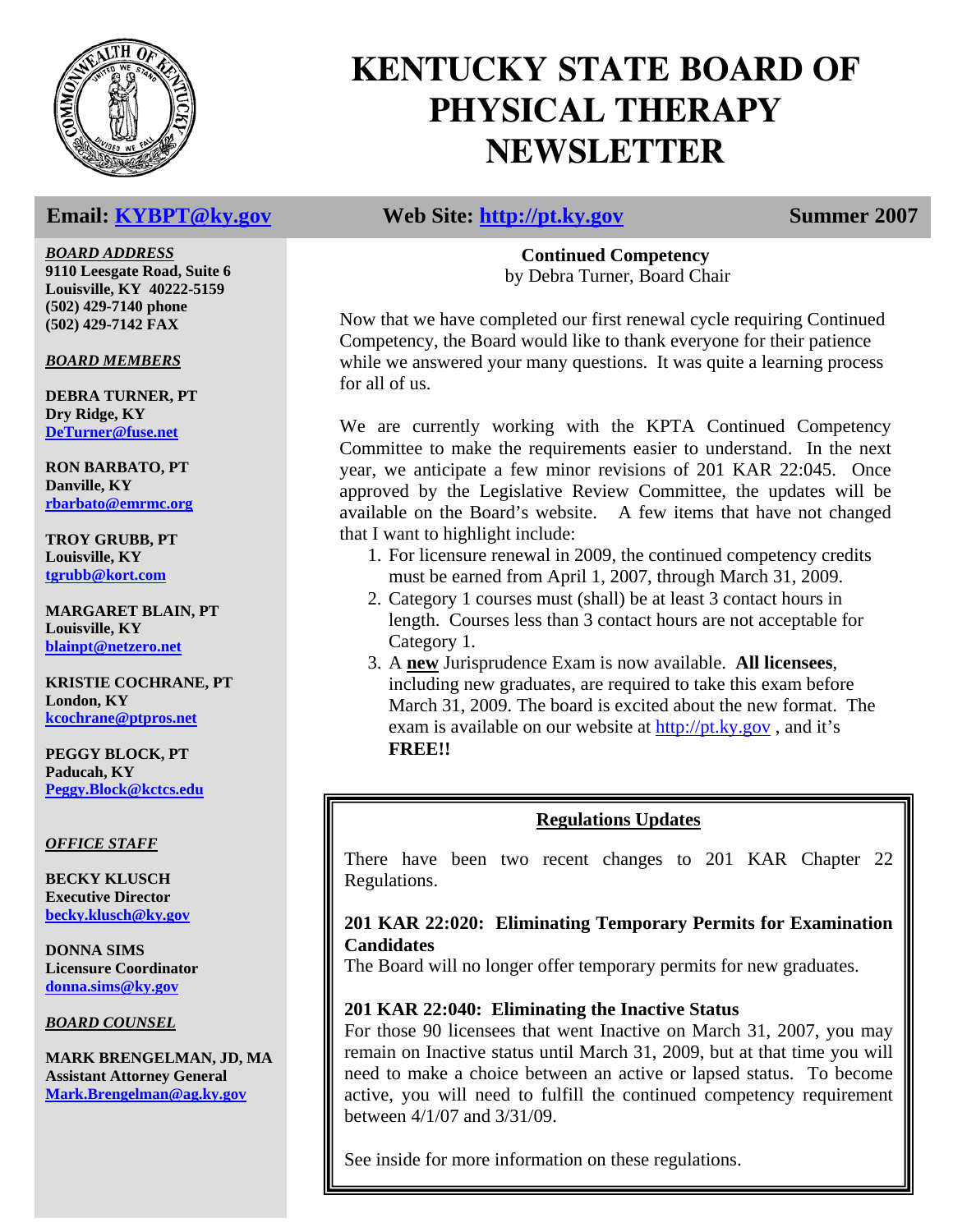# KENTUCKY STATE BOARD OF PHYSICAL THERAPY NEWSLETTER

**Email: KYBPT@ky.gov** **Web Site: http://pt.ky.gov** **Summer 2007**

***BOARD ADDRESS***

**9110 Leesgate Road, Suite 6**
**Louisville, KY 40222-5159**
**(502) 429-7140 phone**
**(502) 429-7142 FAX**

***BOARD MEMBERS***

**DEBRA TURNER, PT**
**Dry Ridge, KY**
**DeTurner@fuse.net**

**RON BARBATO, PT**
**Danville, KY**
**rbarbato@emrmc.org**

**TROY GRUBB, PT**
**Louisville, KY**
**tgrubb@kort.com**

**MARGARET BLAIN, PT**
**Louisville, KY**
**blainpt@netzero.net**

**KRISTIE COCHRANE, PT**
**London, KY**
**kcochrane@ptpros.net**

**PEGGY BLOCK, PT**
**Paducah, KY**
**Peggy.Block@kctcs.edu**

***OFFICE STAFF***

**BECKY KLUSCH**
**Executive Director**
**becky.klusch@ky.gov**

**DONNA SIMS**
**Licensure Coordinator**
**donna.sims@ky.gov**

***BOARD COUNSEL***

**MARK BRENGELMAN, JD, MA**
**Assistant Attorney General**
**Mark.Brengelman@ag.ky.gov**

## Continued Competency

by Debra Turner, Board Chair

Now that we have completed our first renewal cycle requiring Continued Competency, the Board would like to thank everyone for their patience while we answered your many questions. It was quite a learning process for all of us.

We are currently working with the KPTA Continued Competency Committee to make the requirements easier to understand. In the next year, we anticipate a few minor revisions of 201 KAR 22:045. Once approved by the Legislative Review Committee, the updates will be available on the Board's website. A few items that have not changed that I want to highlight include:

1. For licensure renewal in 2009, the continued competency credits must be earned from April 1, 2007, through March 31, 2009.
2. Category 1 courses must (shall) be at least 3 contact hours in length. Courses less than 3 contact hours are not acceptable for Category 1.
3. A **new** Jurisprudence Exam is now available. **All licensees**, including new graduates, are required to take this exam before March 31, 2009. The board is excited about the new format. The exam is available on our website at http://pt.ky.gov , and it's **FREE!!**

## Regulations Updates

There have been two recent changes to 201 KAR Chapter 22 Regulations.

**201 KAR 22:020: Eliminating Temporary Permits for Examination Candidates**
The Board will no longer offer temporary permits for new graduates.

**201 KAR 22:040: Eliminating the Inactive Status**
For those 90 licensees that went Inactive on March 31, 2007, you may remain on Inactive status until March 31, 2009, but at that time you will need to make a choice between an active or lapsed status. To become active, you will need to fulfill the continued competency requirement between 4/1/07 and 3/31/09.

See inside for more information on these regulations.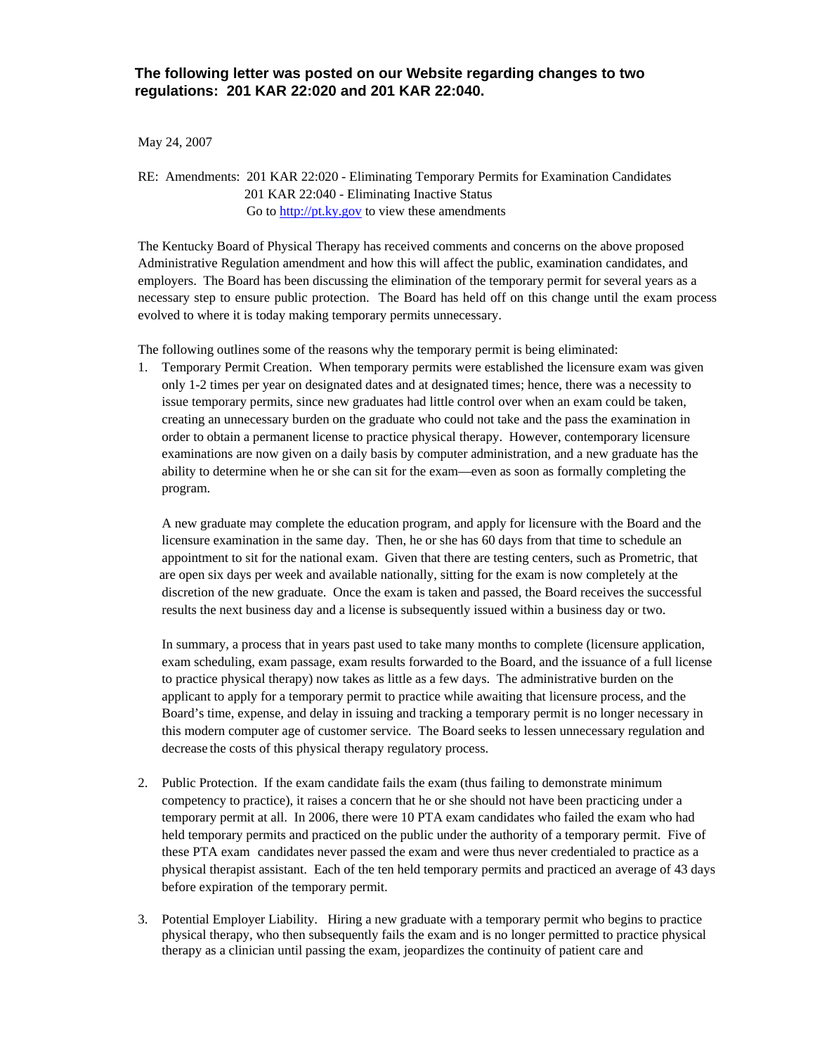**The following letter was posted on our Website regarding changes to two regulations: 201 KAR 22:020 and 201 KAR 22:040.**

May 24, 2007

RE: Amendments: 201 KAR 22:020 - Eliminating Temporary Permits for Examination Candidates
201 KAR 22:040 - Eliminating Inactive Status
Go to http://pt.ky.gov to view these amendments

The Kentucky Board of Physical Therapy has received comments and concerns on the above proposed Administrative Regulation amendment and how this will affect the public, examination candidates, and employers. The Board has been discussing the elimination of the temporary permit for several years as a necessary step to ensure public protection. The Board has held off on this change until the exam process evolved to where it is today making temporary permits unnecessary.

The following outlines some of the reasons why the temporary permit is being eliminated:

1. Temporary Permit Creation. When temporary permits were established the licensure exam was given only 1-2 times per year on designated dates and at designated times; hence, there was a necessity to issue temporary permits, since new graduates had little control over when an exam could be taken, creating an unnecessary burden on the graduate who could not take and the pass the examination in order to obtain a permanent license to practice physical therapy. However, contemporary licensure examinations are now given on a daily basis by computer administration, and a new graduate has the ability to determine when he or she can sit for the exam—even as soon as formally completing the program.

   A new graduate may complete the education program, and apply for licensure with the Board and the licensure examination in the same day. Then, he or she has 60 days from that time to schedule an appointment to sit for the national exam. Given that there are testing centers, such as Prometric, that are open six days per week and available nationally, sitting for the exam is now completely at the discretion of the new graduate. Once the exam is taken and passed, the Board receives the successful results the next business day and a license is subsequently issued within a business day or two.

   In summary, a process that in years past used to take many months to complete (licensure application, exam scheduling, exam passage, exam results forwarded to the Board, and the issuance of a full license to practice physical therapy) now takes as little as a few days. The administrative burden on the applicant to apply for a temporary permit to practice while awaiting that licensure process, and the Board's time, expense, and delay in issuing and tracking a temporary permit is no longer necessary in this modern computer age of customer service. The Board seeks to lessen unnecessary regulation and decrease the costs of this physical therapy regulatory process.

2. Public Protection. If the exam candidate fails the exam (thus failing to demonstrate minimum competency to practice), it raises a concern that he or she should not have been practicing under a temporary permit at all. In 2006, there were 10 PTA exam candidates who failed the exam who had held temporary permits and practiced on the public under the authority of a temporary permit. Five of these PTA exam candidates never passed the exam and were thus never credentialed to practice as a physical therapist assistant. Each of the ten held temporary permits and practiced an average of 43 days before expiration of the temporary permit.

3. Potential Employer Liability. Hiring a new graduate with a temporary permit who begins to practice physical therapy, who then subsequently fails the exam and is no longer permitted to practice physical therapy as a clinician until passing the exam, jeopardizes the continuity of patient care and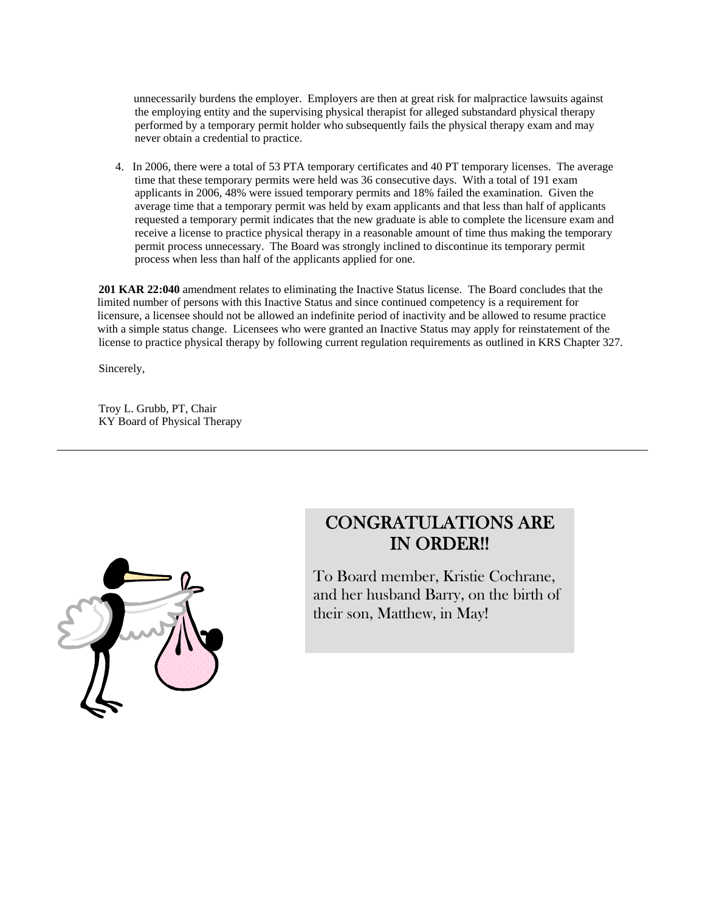unnecessarily burdens the employer. Employers are then at great risk for malpractice lawsuits against the employing entity and the supervising physical therapist for alleged substandard physical therapy performed by a temporary permit holder who subsequently fails the physical therapy exam and may never obtain a credential to practice.

4. In 2006, there were a total of 53 PTA temporary certificates and 40 PT temporary licenses. The average time that these temporary permits were held was 36 consecutive days. With a total of 191 exam applicants in 2006, 48% were issued temporary permits and 18% failed the examination. Given the average time that a temporary permit was held by exam applicants and that less than half of applicants requested a temporary permit indicates that the new graduate is able to complete the licensure exam and receive a license to practice physical therapy in a reasonable amount of time thus making the temporary permit process unnecessary. The Board was strongly inclined to discontinue its temporary permit process when less than half of the applicants applied for one.

**201 KAR 22:040** amendment relates to eliminating the Inactive Status license. The Board concludes that the limited number of persons with this Inactive Status and since continued competency is a requirement for licensure, a licensee should not be allowed an indefinite period of inactivity and be allowed to resume practice with a simple status change. Licensees who were granted an Inactive Status may apply for reinstatement of the license to practice physical therapy by following current regulation requirements as outlined in KRS Chapter 327.

Sincerely,

Troy L. Grubb, PT, Chair
KY Board of Physical Therapy

---

## CONGRATULATIONS ARE IN ORDER!!

To Board member, Kristie Cochrane, and her husband Barry, on the birth of their son, Matthew, in May!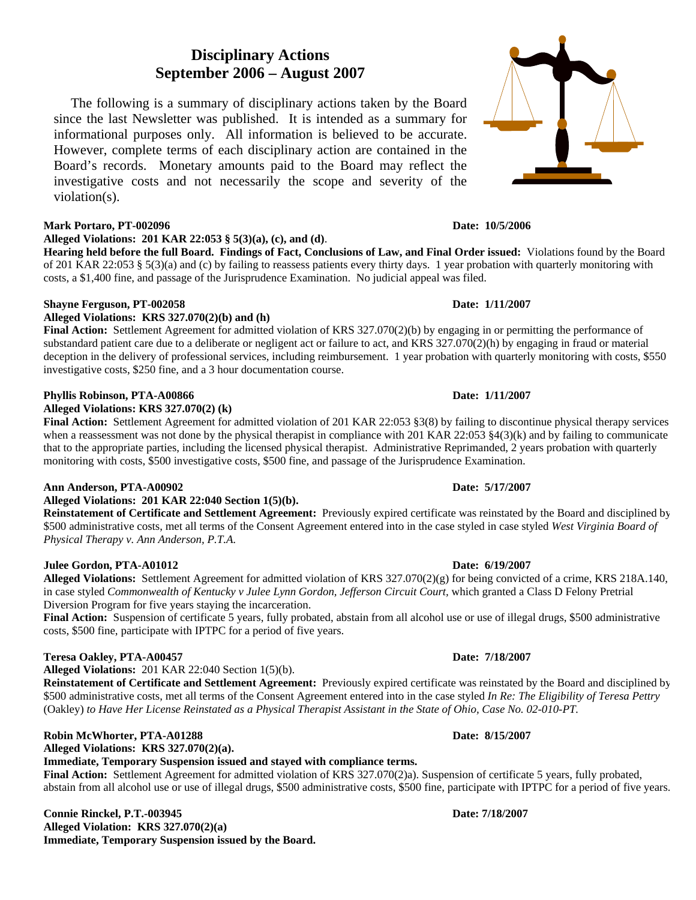# Disciplinary Actions
## September 2006 – August 2007

The following is a summary of disciplinary actions taken by the Board since the last Newsletter was published. It is intended as a summary for informational purposes only. All information is believed to be accurate. However, complete terms of each disciplinary action are contained in the Board's records. Monetary amounts paid to the Board may reflect the investigative costs and not necessarily the scope and severity of the violation(s).

**Mark Portaro, PT-002096** **Date: 10/5/2006**
**Alleged Violations: 201 KAR 22:053 § 5(3)(a), (c), and (d)**.
**Hearing held before the full Board. Findings of Fact, Conclusions of Law, and Final Order issued:** Violations found by the Board of 201 KAR 22:053 § 5(3)(a) and (c) by failing to reassess patients every thirty days. 1 year probation with quarterly monitoring with costs, a $1,400 fine, and passage of the Jurisprudence Examination. No judicial appeal was filed.

**Shayne Ferguson, PT-002058** **Date: 1/11/2007**
**Alleged Violations: KRS 327.070(2)(b) and (h)**
**Final Action:** Settlement Agreement for admitted violation of KRS 327.070(2)(b) by engaging in or permitting the performance of substandard patient care due to a deliberate or negligent act or failure to act, and KRS 327.070(2)(h) by engaging in fraud or material deception in the delivery of professional services, including reimbursement. 1 year probation with quarterly monitoring with costs, $550 investigative costs, $250 fine, and a 3 hour documentation course.

**Phyllis Robinson, PTA-A00866** **Date: 1/11/2007**
**Alleged Violations: KRS 327.070(2) (k)**
**Final Action:** Settlement Agreement for admitted violation of 201 KAR 22:053 §3(8) by failing to discontinue physical therapy services when a reassessment was not done by the physical therapist in compliance with 201 KAR 22:053 §4(3)(k) and by failing to communicate that to the appropriate parties, including the licensed physical therapist. Administrative Reprimanded, 2 years probation with quarterly monitoring with costs, $500 investigative costs, $500 fine, and passage of the Jurisprudence Examination.

**Ann Anderson, PTA-A00902** **Date: 5/17/2007**
**Alleged Violations: 201 KAR 22:040 Section 1(5)(b).**
**Reinstatement of Certificate and Settlement Agreement:** Previously expired certificate was reinstated by the Board and disciplined by $500 administrative costs, met all terms of the Consent Agreement entered into in the case styled in case styled *West Virginia Board of Physical Therapy v. Ann Anderson, P.T.A.*

**Julee Gordon, PTA-A01012** **Date: 6/19/2007**
**Alleged Violations:** Settlement Agreement for admitted violation of KRS 327.070(2)(g) for being convicted of a crime, KRS 218A.140, in case styled *Commonwealth of Kentucky v Julee Lynn Gordon, Jefferson Circuit Court,* which granted a Class D Felony Pretrial Diversion Program for five years staying the incarceration.
**Final Action:** Suspension of certificate 5 years, fully probated, abstain from all alcohol use or use of illegal drugs, $500 administrative costs, $500 fine, participate with IPTPC for a period of five years.

**Teresa Oakley, PTA-A00457** **Date: 7/18/2007**
**Alleged Violations:** 201 KAR 22:040 Section 1(5)(b).
**Reinstatement of Certificate and Settlement Agreement:** Previously expired certificate was reinstated by the Board and disciplined by $500 administrative costs, met all terms of the Consent Agreement entered into in the case styled *In Re: The Eligibility of Teresa Pettry* (Oakley) *to Have Her License Reinstated as a Physical Therapist Assistant in the State of Ohio, Case No. 02-010-PT.*

**Robin McWhorter, PTA-A01288** **Date: 8/15/2007**
**Alleged Violations: KRS 327.070(2)(a).**
**Immediate, Temporary Suspension issued and stayed with compliance terms.**
**Final Action:** Settlement Agreement for admitted violation of KRS 327.070(2)a). Suspension of certificate 5 years, fully probated, abstain from all alcohol use or use of illegal drugs, $500 administrative costs, $500 fine, participate with IPTPC for a period of five years.

**Connie Rinckel, P.T.-003945** **Date: 7/18/2007**
**Alleged Violation: KRS 327.070(2)(a)**
**Immediate, Temporary Suspension issued by the Board.**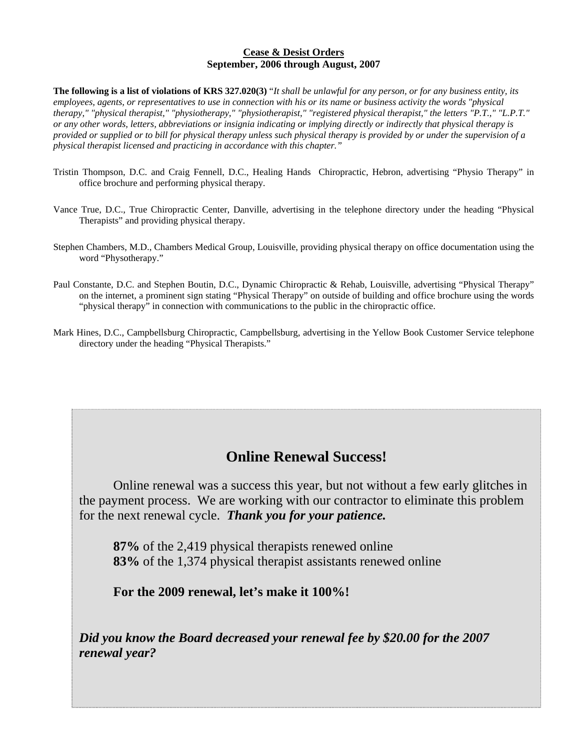## Cease & Desist Orders
**September, 2006 through August, 2007**

**The following is a list of violations of KRS 327.020(3)** "*It shall be unlawful for any person, or for any business entity, its employees, agents, or representatives to use in connection with his or its name or business activity the words "physical therapy," "physical therapist," "physiotherapy," "physiotherapist," "registered physical therapist," the letters "P.T.," "L.P.T." or any other words, letters, abbreviations or insignia indicating or implying directly or indirectly that physical therapy is provided or supplied or to bill for physical therapy unless such physical therapy is provided by or under the supervision of a physical therapist licensed and practicing in accordance with this chapter.*"

Tristin Thompson, D.C. and Craig Fennell, D.C., Healing Hands Chiropractic, Hebron, advertising "Physio Therapy" in office brochure and performing physical therapy.

Vance True, D.C., True Chiropractic Center, Danville, advertising in the telephone directory under the heading "Physical Therapists" and providing physical therapy.

Stephen Chambers, M.D., Chambers Medical Group, Louisville, providing physical therapy on office documentation using the word "Physotherapy."

Paul Constante, D.C. and Stephen Boutin, D.C., Dynamic Chiropractic & Rehab, Louisville, advertising "Physical Therapy" on the internet, a prominent sign stating "Physical Therapy" on outside of building and office brochure using the words "physical therapy" in connection with communications to the public in the chiropractic office.

Mark Hines, D.C., Campbellsburg Chiropractic, Campbellsburg, advertising in the Yellow Book Customer Service telephone directory under the heading "Physical Therapists."

## Online Renewal Success!

Online renewal was a success this year, but not without a few early glitches in the payment process. We are working with our contractor to eliminate this problem for the next renewal cycle. ***Thank you for your patience.***

**87%** of the 2,419 physical therapists renewed online
**83%** of the 1,374 physical therapist assistants renewed online

**For the 2009 renewal, let's make it 100%!**

***Did you know the Board decreased your renewal fee by $20.00 for the 2007 renewal year?***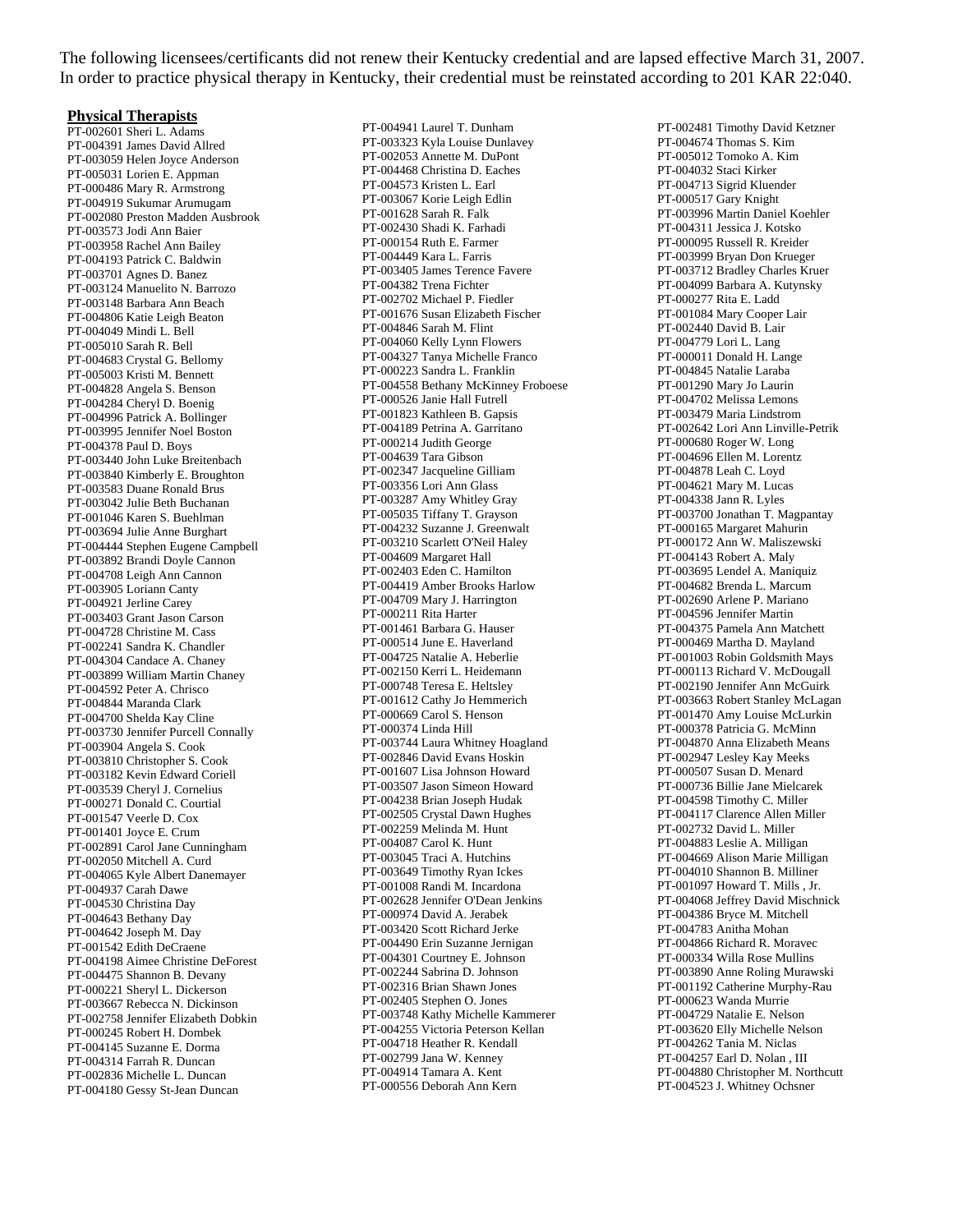The following licensees/certificants did not renew their Kentucky credential and are lapsed effective March 31, 2007. In order to practice physical therapy in Kentucky, their credential must be reinstated according to 201 KAR 22:040.

**Physical Therapists**

PT-002601 Sheri L. Adams
PT-004391 James David Allred
PT-003059 Helen Joyce Anderson
PT-005031 Lorien E. Appman
PT-000486 Mary R. Armstrong
PT-004919 Sukumar Arumugam
PT-002080 Preston Madden Ausbrook
PT-003573 Jodi Ann Baier
PT-003958 Rachel Ann Bailey
PT-004193 Patrick C. Baldwin
PT-003701 Agnes D. Banez
PT-003124 Manuelito N. Barrozo
PT-003148 Barbara Ann Beach
PT-004806 Katie Leigh Beaton
PT-004049 Mindi L. Bell
PT-005010 Sarah R. Bell
PT-004683 Crystal G. Bellomy
PT-005003 Kristi M. Bennett
PT-004828 Angela S. Benson
PT-004284 Cheryl D. Boenig
PT-004996 Patrick A. Bollinger
PT-003995 Jennifer Noel Boston
PT-004378 Paul D. Boys
PT-003440 John Luke Breitenbach
PT-003840 Kimberly E. Broughton
PT-003583 Duane Ronald Brus
PT-003042 Julie Beth Buchanan
PT-001046 Karen S. Buehlman
PT-003694 Julie Anne Burghart
PT-004444 Stephen Eugene Campbell
PT-003892 Brandi Doyle Cannon
PT-004708 Leigh Ann Cannon
PT-003905 Loriann Canty
PT-004921 Jerline Carey
PT-003403 Grant Jason Carson
PT-004728 Christine M. Cass
PT-002241 Sandra K. Chandler
PT-004304 Candace A. Chaney
PT-003899 William Martin Chaney
PT-004592 Peter A. Chrisco
PT-004844 Maranda Clark
PT-004700 Shelda Kay Cline
PT-003730 Jennifer Purcell Connally
PT-003904 Angela S. Cook
PT-003810 Christopher S. Cook
PT-003182 Kevin Edward Coriell
PT-003539 Cheryl J. Cornelius
PT-000271 Donald C. Courtial
PT-001547 Veerle D. Cox
PT-001401 Joyce E. Crum
PT-002891 Carol Jane Cunningham
PT-002050 Mitchell A. Curd
PT-004065 Kyle Albert Danemayer
PT-004937 Carah Dawe
PT-004530 Christina Day
PT-004643 Bethany Day
PT-004642 Joseph M. Day
PT-001542 Edith DeCraene
PT-004198 Aimee Christine DeForest
PT-004475 Shannon B. Devany
PT-000221 Sheryl L. Dickerson
PT-003667 Rebecca N. Dickinson
PT-002758 Jennifer Elizabeth Dobkin
PT-000245 Robert H. Dombek
PT-004145 Suzanne E. Dorma
PT-004314 Farrah R. Duncan
PT-002836 Michelle L. Duncan
PT-004180 Gessy St-Jean Duncan
PT-004941 Laurel T. Dunham
PT-003323 Kyla Louise Dunlavey
PT-002053 Annette M. DuPont
PT-004468 Christina D. Eaches
PT-004573 Kristen L. Earl
PT-003067 Korie Leigh Edlin
PT-001628 Sarah R. Falk
PT-002430 Shadi K. Farhadi
PT-000154 Ruth E. Farmer
PT-004449 Kara L. Farris
PT-003405 James Terence Favere
PT-004382 Trena Fichter
PT-002702 Michael P. Fiedler
PT-001676 Susan Elizabeth Fischer
PT-004846 Sarah M. Flint
PT-004060 Kelly Lynn Flowers
PT-004327 Tanya Michelle Franco
PT-000223 Sandra L. Franklin
PT-004558 Bethany McKinney Froboese
PT-000526 Janie Hall Futrell
PT-001823 Kathleen B. Gapsis
PT-004189 Petrina A. Garritano
PT-000214 Judith George
PT-004639 Tara Gibson
PT-002347 Jacqueline Gilliam
PT-003356 Lori Ann Glass
PT-003287 Amy Whitley Gray
PT-005035 Tiffany T. Grayson
PT-004232 Suzanne J. Greenwalt
PT-003210 Scarlett O'Neil Haley
PT-004609 Margaret Hall
PT-002403 Eden C. Hamilton
PT-004419 Amber Brooks Harlow
PT-004709 Mary J. Harrington
PT-000211 Rita Harter
PT-001461 Barbara G. Hauser
PT-000514 June E. Haverland
PT-004725 Natalie A. Heberlie
PT-002150 Kerri L. Heidemann
PT-000748 Teresa E. Heltsley
PT-001612 Cathy Jo Hemmerich
PT-000669 Carol S. Henson
PT-000374 Linda Hill
PT-003744 Laura Whitney Hoagland
PT-002846 David Evans Hoskin
PT-001607 Lisa Johnson Howard
PT-003507 Jason Simeon Howard
PT-004238 Brian Joseph Hudak
PT-002505 Crystal Dawn Hughes
PT-002259 Melinda M. Hunt
PT-004087 Carol K. Hunt
PT-003045 Traci A. Hutchins
PT-003649 Timothy Ryan Ickes
PT-001008 Randi M. Incardona
PT-002628 Jennifer O'Dean Jenkins
PT-000974 David A. Jerabek
PT-003420 Scott Richard Jerke
PT-004490 Erin Suzanne Jernigan
PT-004301 Courtney E. Johnson
PT-002244 Sabrina D. Johnson
PT-002316 Brian Shawn Jones
PT-002405 Stephen O. Jones
PT-003748 Kathy Michelle Kammerer
PT-004255 Victoria Peterson Kellan
PT-004718 Heather R. Kendall
PT-002799 Jana W. Kenney
PT-004914 Tamara A. Kent
PT-000556 Deborah Ann Kern
PT-002481 Timothy David Ketzner
PT-004674 Thomas S. Kim
PT-005012 Tomoko A. Kim
PT-004032 Staci Kirker
PT-004713 Sigrid Kluender
PT-000517 Gary Knight
PT-003996 Martin Daniel Koehler
PT-004311 Jessica J. Kotsko
PT-000095 Russell R. Kreider
PT-003999 Bryan Don Krueger
PT-003712 Bradley Charles Kruer
PT-004099 Barbara A. Kutynsky
PT-000277 Rita E. Ladd
PT-001084 Mary Cooper Lair
PT-002440 David B. Lair
PT-004779 Lori L. Lang
PT-000011 Donald H. Lange
PT-004845 Natalie Laraba
PT-001290 Mary Jo Laurin
PT-004702 Melissa Lemons
PT-003479 Maria Lindstrom
PT-002642 Lori Ann Linville-Petrik
PT-000680 Roger W. Long
PT-004696 Ellen M. Lorentz
PT-004878 Leah C. Loyd
PT-004621 Mary M. Lucas
PT-004338 Jann R. Lyles
PT-003700 Jonathan T. Magpantay
PT-000165 Margaret Mahurin
PT-000172 Ann W. Maliszewski
PT-004143 Robert A. Maly
PT-003695 Lendel A. Maniquiz
PT-004682 Brenda L. Marcum
PT-002690 Arlene P. Mariano
PT-004596 Jennifer Martin
PT-004375 Pamela Ann Matchett
PT-000469 Martha D. Mayland
PT-001003 Robin Goldsmith Mays
PT-000113 Richard V. McDougall
PT-002190 Jennifer Ann McGuirk
PT-003663 Robert Stanley McLagan
PT-001470 Amy Louise McLurkin
PT-000378 Patricia G. McMinn
PT-004870 Anna Elizabeth Means
PT-002947 Lesley Kay Meeks
PT-000507 Susan D. Menard
PT-000736 Billie Jane Mielcarek
PT-004598 Timothy C. Miller
PT-004117 Clarence Allen Miller
PT-002732 David L. Miller
PT-004883 Leslie A. Milligan
PT-004669 Alison Marie Milligan
PT-004010 Shannon B. Milliner
PT-001097 Howard T. Mills , Jr.
PT-004068 Jeffrey David Mischnick
PT-004386 Bryce M. Mitchell
PT-004783 Anitha Mohan
PT-004866 Richard R. Moravec
PT-000334 Willa Rose Mullins
PT-003890 Anne Roling Murawski
PT-001192 Catherine Murphy-Rau
PT-000623 Wanda Murrie
PT-004729 Natalie E. Nelson
PT-003620 Elly Michelle Nelson
PT-004262 Tania M. Niclas
PT-004257 Earl D. Nolan , III
PT-004880 Christopher M. Northcutt
PT-004523 J. Whitney Ochsner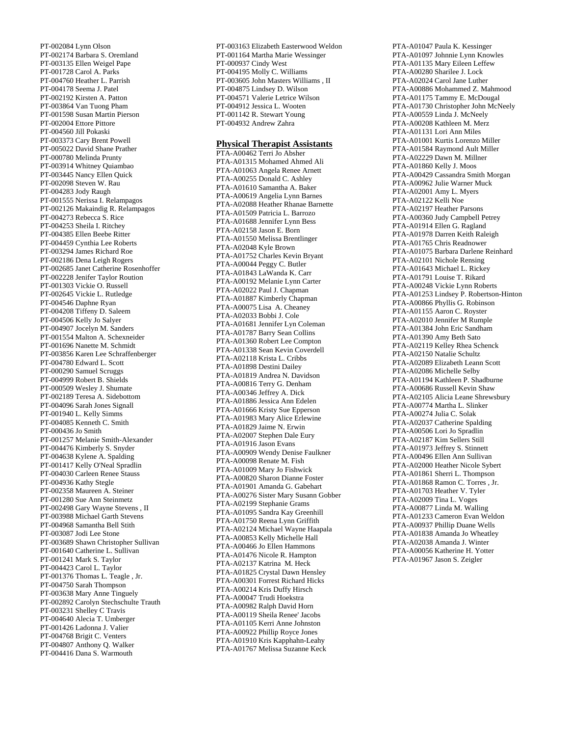PT-002084 Lynn Olson
PT-002174 Barbara S. Oremland
PT-003135 Ellen Weigel Pape
PT-001728 Carol A. Parks
PT-004760 Heather L. Parrish
PT-004178 Seema J. Patel
PT-002192 Kirsten A. Patton
PT-003864 Van Tuong Pham
PT-001598 Susan Martin Pierson
PT-002004 Ettore Pittore
PT-004560 Jill Pokaski
PT-003373 Cary Brent Powell
PT-005022 David Shane Prather
PT-000780 Melinda Prunty
PT-003914 Whitney Quiambao
PT-003445 Nancy Ellen Quick
PT-002098 Steven W. Rau
PT-004283 Jody Raugh
PT-001555 Nerissa I. Relampagos
PT-002126 Makaindig R. Relampagos
PT-004273 Rebecca S. Rice
PT-004253 Sheila I. Ritchey
PT-004385 Ellen Beebe Ritter
PT-004459 Cynthia Lee Roberts
PT-003294 James Richard Roe
PT-002186 Dena Leigh Rogers
PT-002685 Janet Catherine Rosenhoffer
PT-002228 Jenifer Taylor Roution
PT-001303 Vickie O. Russell
PT-002645 Vickie L. Rutledge
PT-004546 Daphne Ryan
PT-004208 Tiffeny D. Saleem
PT-004506 Kelly Jo Salyer
PT-004907 Jocelyn M. Sanders
PT-001554 Malton A. Schexneider
PT-001696 Nanette M. Schmidt
PT-003856 Karen Lee Schraffenberger
PT-004780 Edward L. Scott
PT-000290 Samuel Scruggs
PT-004999 Robert B. Shields
PT-000509 Wesley J. Shumate
PT-002189 Teresa A. Sidebottom
PT-004096 Sarah Jones Signall
PT-001940 L. Kelly Simms
PT-004085 Kenneth C. Smith
PT-000436 Jo Smith
PT-001257 Melanie Smith-Alexander
PT-004476 Kimberly S. Snyder
PT-004638 Kylene A. Spalding
PT-001417 Kelly O'Neal Spradlin
PT-004030 Carleen Renee Stauss
PT-004936 Kathy Stegle
PT-002358 Maureen A. Steiner
PT-001280 Sue Ann Steinmetz
PT-002498 Gary Wayne Stevens , II
PT-003988 Michael Garth Stevens
PT-004968 Samantha Bell Stith
PT-003087 Jodi Lee Stone
PT-003689 Shawn Christopher Sullivan
PT-001640 Catherine L. Sullivan
PT-001241 Mark S. Taylor
PT-004423 Carol L. Taylor
PT-001376 Thomas L. Teagle , Jr.
PT-004750 Sarah Thompson
PT-003638 Mary Anne Tinguely
PT-002892 Carolyn Stechschulte Trauth
PT-003231 Shelley C Travis
PT-004640 Alecia T. Umberger
PT-001426 Ladonna J. Valier
PT-004768 Brigit C. Venters
PT-004807 Anthony Q. Walker
PT-004416 Dana S. Warmouth
PT-003163 Elizabeth Easterwood Weldon
PT-001164 Martha Marie Wessinger
PT-000937 Cindy West
PT-004195 Molly C. Williams
PT-003605 John Masters Williams , II
PT-004875 Lindsey D. Wilson
PT-004571 Valerie Letrice Wilson
PT-004912 Jessica L. Wooten
PT-001142 R. Stewart Young
PT-004932 Andrew Zahra

## Physical Therapist Assistants

PTA-A00462 Terri Jo Absher
PTA-A01315 Mohamed Ahmed Ali
PTA-A01063 Angela Renee Arnett
PTA-A00255 Donald C. Ashley
PTA-A01610 Samantha A. Baker
PTA-A00619 Angelia Lynn Barnes
PTA-A02088 Heather Rhanae Barnette
PTA-A01509 Patricia L. Barrozo
PTA-A01688 Jennifer Lynn Bess
PTA-A02158 Jason E. Born
PTA-A01550 Melissa Brentlinger
PTA-A02048 Kyle Brown
PTA-A01752 Charles Kevin Bryant
PTA-A00044 Peggy C. Butler
PTA-A01843 LaWanda K. Carr
PTA-A00192 Melanie Lynn Carter
PTA-A02022 Paul J. Chapman
PTA-A01887 Kimberly Chapman
PTA-A00075 Lisa A. Cheaney
PTA-A02033 Bobbi J. Cole
PTA-A01681 Jennifer Lyn Coleman
PTA-A01787 Barry Sean Collins
PTA-A01360 Robert Lee Compton
PTA-A01338 Sean Kevin Coverdell
PTA-A02118 Krista L. Cribbs
PTA-A01898 Destini Dailey
PTA-A01819 Andrea N. Davidson
PTA-A00816 Terry G. Denham
PTA-A00346 Jeffrey A. Dick
PTA-A01886 Jessica Ann Edelen
PTA-A01666 Kristy Sue Epperson
PTA-A01983 Mary Alice Erlewine
PTA-A01829 Jaime N. Erwin
PTA-A02007 Stephen Dale Eury
PTA-A01916 Jason Evans
PTA-A00909 Wendy Denise Faulkner
PTA-A00098 Renate M. Fish
PTA-A01009 Mary Jo Fishwick
PTA-A00820 Sharon Dianne Foster
PTA-A01901 Amanda G. Gabehart
PTA-A00276 Sister Mary Susann Gobber
PTA-A02199 Stephanie Grams
PTA-A01095 Sandra Kay Greenhill
PTA-A01750 Reena Lynn Griffith
PTA-A02124 Michael Wayne Haapala
PTA-A00853 Kelly Michelle Hall
PTA-A00466 Jo Ellen Hammons
PTA-A01476 Nicole R. Hampton
PTA-A02137 Katrina M. Heck
PTA-A01825 Crystal Dawn Hensley
PTA-A00301 Forrest Richard Hicks
PTA-A00214 Kris Duffy Hirsch
PTA-A00047 Trudi Hoekstra
PTA-A00982 Ralph David Horn
PTA-A00119 Sheila Renee' Jacobs
PTA-A01105 Kerri Anne Johnston
PTA-A00922 Phillip Royce Jones
PTA-A01910 Kris Kapphahn-Leahy
PTA-A01767 Melissa Suzanne Keck
PTA-A01047 Paula K. Kessinger
PTA-A01097 Johnnie Lynn Knowles
PTA-A01135 Mary Eileen Leffew
PTA-A00280 Sharilee J. Lock
PTA-A02024 Carol Jane Luther
PTA-A00886 Mohammed Z. Mahmood
PTA-A01175 Tammy E. McDougal
PTA-A01730 Christopher John McNeely
PTA-A00559 Linda J. McNeely
PTA-A00208 Kathleen M. Merz
PTA-A01131 Lori Ann Miles
PTA-A01001 Kurtis Lorenzo Miller
PTA-A01584 Raymond Ault Miller
PTA-A02229 Dawn M. Millner
PTA-A01860 Kelly J. Moos
PTA-A00429 Cassandra Smith Morgan
PTA-A00962 Julie Warner Muck
PTA-A02001 Amy L. Myers
PTA-A02122 Kelli Noe
PTA-A02197 Heather Parsons
PTA-A00360 Judy Campbell Petrey
PTA-A01914 Ellen G. Ragland
PTA-A01978 Darren Keith Raleigh
PTA-A01765 Chris Readnower
PTA-A01075 Barbara Darlene Reinhard
PTA-A02101 Nichole Rensing
PTA-A01643 Michael L. Rickey
PTA-A01791 Louise T. Rikard
PTA-A00248 Vickie Lynn Roberts
PTA-A01253 Lindsey P. Robertson-Hinton
PTA-A00866 Phyllis G. Robinson
PTA-A01155 Aaron C. Royster
PTA-A02010 Jennifer M Rumple
PTA-A01384 John Eric Sandham
PTA-A01390 Amy Beth Sato
PTA-A02119 Kelley Rhea Schenck
PTA-A02150 Natalie Schultz
PTA-A02089 Elizabeth Leann Scott
PTA-A02086 Michelle Selby
PTA-A01194 Kathleen P. Shadburne
PTA-A00686 Russell Kevin Shaw
PTA-A02105 Alicia Leane Shrewsbury
PTA-A00774 Martha L. Slinker
PTA-A00274 Julia C. Solak
PTA-A02037 Catherine Spalding
PTA-A00506 Lori Jo Spradlin
PTA-A02187 Kim Sellers Still
PTA-A01973 Jeffrey S. Stinnett
PTA-A00496 Ellen Ann Sullivan
PTA-A02000 Heather Nicole Sybert
PTA-A01861 Sherri L. Thompson
PTA-A01868 Ramon C. Torres , Jr.
PTA-A01703 Heather V. Tyler
PTA-A02009 Tina L. Voges
PTA-A00877 Linda M. Walling
PTA-A01233 Cameron Evan Weldon
PTA-A00937 Phillip Duane Wells
PTA-A01838 Amanda Jo Wheatley
PTA-A02038 Amanda J. Winter
PTA-A00056 Katherine H. Yotter
PTA-A01967 Jason S. Zeigler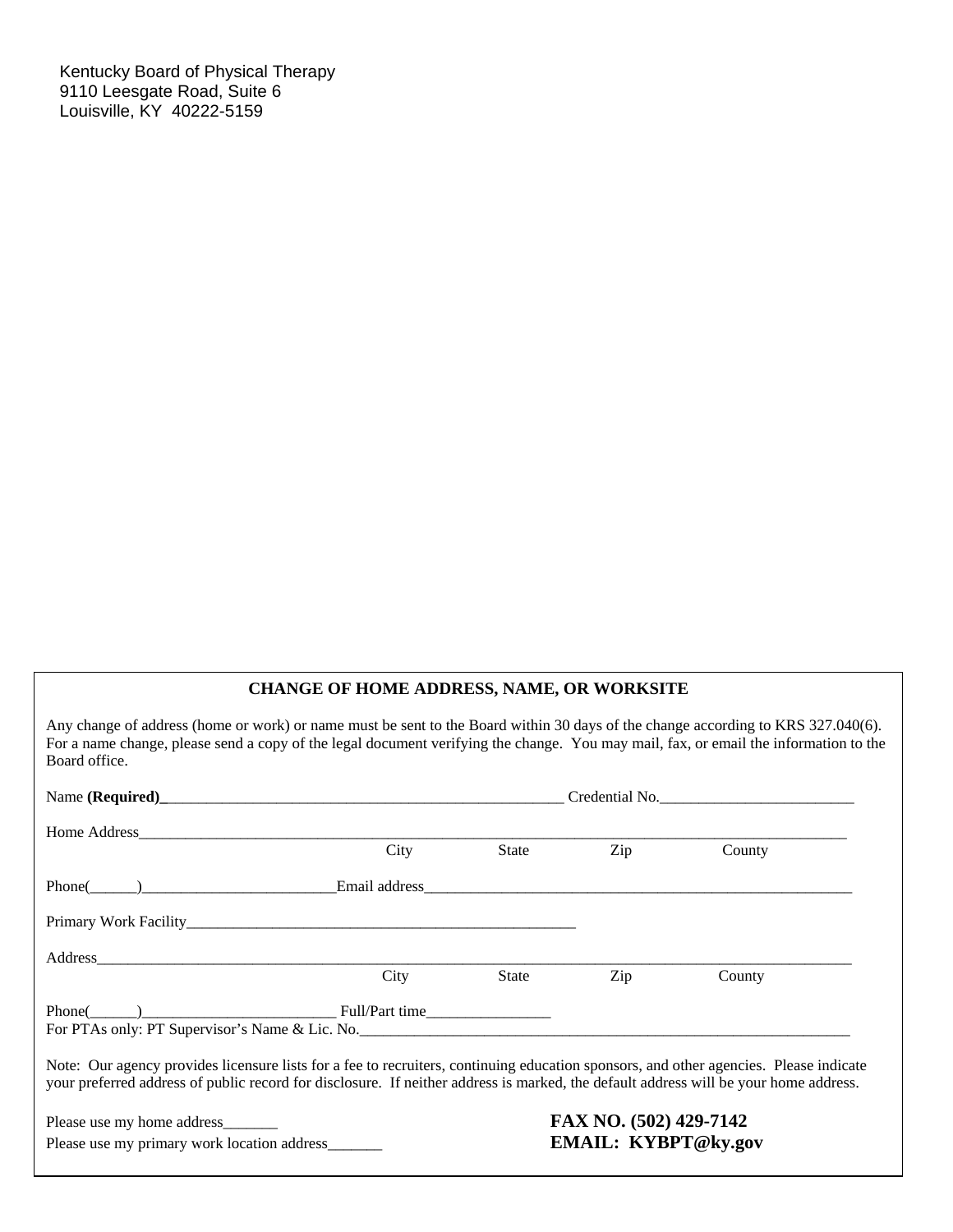Kentucky Board of Physical Therapy
9110 Leesgate Road, Suite 6
Louisville, KY 40222-5159

## CHANGE OF HOME ADDRESS, NAME, OR WORKSITE

Any change of address (home or work) or name must be sent to the Board within 30 days of the change according to KRS 327.040(6). For a name change, please send a copy of the legal document verifying the change. You may mail, fax, or email the information to the Board office.

Name **(Required)**________________________________________________________ Credential No.__________________________

Home Address________________________________________________________________________________________________

City State Zip County

Phone(______)__________________________Email address__________________________________________________________

Primary Work Facility____________________________________________________

Address__________________________________________________________________________________________________

City State Zip County

Phone(______)__________________________ Full/Part time________________

For PTAs only: PT Supervisor's Name & Lic. No.____________________________________________________________________

Note: Our agency provides licensure lists for a fee to recruiters, continuing education sponsors, and other agencies. Please indicate your preferred address of public record for disclosure. If neither address is marked, the default address will be your home address.

Please use my home address_______

Please use my primary work location address_______

**FAX NO. (502) 429-7142**

**EMAIL: KYBPT@ky.gov**